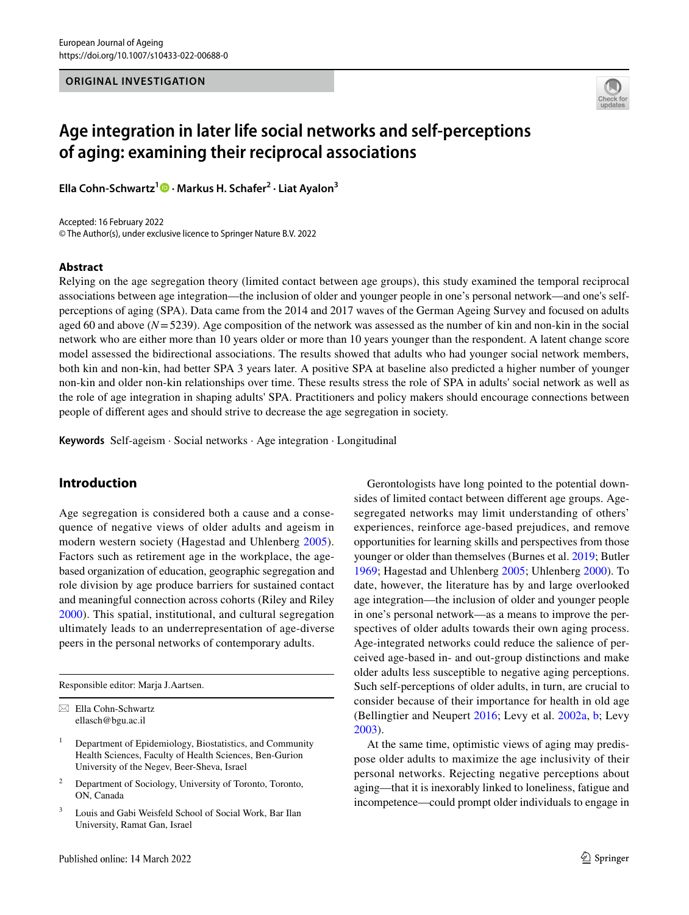ORIGINAL INVESTIGATION

# Age integration in later life social networks and self-perceptions of aging: examining their reciprocal associations

**Ella Cohn-Schwartz[1] · Markus H. Schafer[2] · Liat Ayalon[3]**

Accepted: 16 February 2022
© The Author(s), under exclusive licence to Springer Nature B.V. 2022

## Abstract

Relying on the age segregation theory (limited contact between age groups), this study examined the temporal reciprocal associations between age integration—the inclusion of older and younger people in one's personal network—and one's self-perceptions of aging (SPA). Data came from the 2014 and 2017 waves of the German Ageing Survey and focused on adults aged 60 and above ($N = 5239$). Age composition of the network was assessed as the number of kin and non-kin in the social network who are either more than 10 years older or more than 10 years younger than the respondent. A latent change score model assessed the bidirectional associations. The results showed that adults who had younger social network members, both kin and non-kin, had better SPA 3 years later. A positive SPA at baseline also predicted a higher number of younger non-kin and older non-kin relationships over time. These results stress the role of SPA in adults' social network as well as the role of age integration in shaping adults' SPA. Practitioners and policy makers should encourage connections between people of different ages and should strive to decrease the age segregation in society.

**Keywords** Self-ageism · Social networks · Age integration · Longitudinal

## Introduction

Age segregation is considered both a cause and a consequence of negative views of older adults and ageism in modern western society (Hagestad and Uhlenberg 2005). Factors such as retirement age in the workplace, the age-based organization of education, geographic segregation and role division by age produce barriers for sustained contact and meaningful connection across cohorts (Riley and Riley 2000). This spatial, institutional, and cultural segregation ultimately leads to an underrepresentation of age-diverse peers in the personal networks of contemporary adults.

Gerontologists have long pointed to the potential downsides of limited contact between different age groups. Age-segregated networks may limit understanding of others' experiences, reinforce age-based prejudices, and remove opportunities for learning skills and perspectives from those younger or older than themselves (Burnes et al. 2019; Butler 1969; Hagestad and Uhlenberg 2005; Uhlenberg 2000). To date, however, the literature has by and large overlooked age integration—the inclusion of older and younger people in one's personal network—as a means to improve the perspectives of older adults towards their own aging process. Age-integrated networks could reduce the salience of perceived age-based in- and out-group distinctions and make older adults less susceptible to negative aging perceptions. Such self-perceptions of older adults, in turn, are crucial to consider because of their importance for health in old age (Bellingtier and Neupert 2016; Levy et al. 2002a, b; Levy 2003).

At the same time, optimistic views of aging may predispose older adults to maximize the age inclusivity of their personal networks. Rejecting negative perceptions about aging—that it is inexorably linked to loneliness, fatigue and incompetence—could prompt older individuals to engage in

---

Responsible editor: Marja J.Aartsen.

✉ Ella Cohn-Schwartz
ellasch@bgu.ac.il

[1] Department of Epidemiology, Biostatistics, and Community Health Sciences, Faculty of Health Sciences, Ben-Gurion University of the Negev, Beer-Sheva, Israel

[2] Department of Sociology, University of Toronto, Toronto, ON, Canada

[3] Louis and Gabi Weisfeld School of Social Work, Bar Ilan University, Ramat Gan, Israel

Published online: 14 March 2022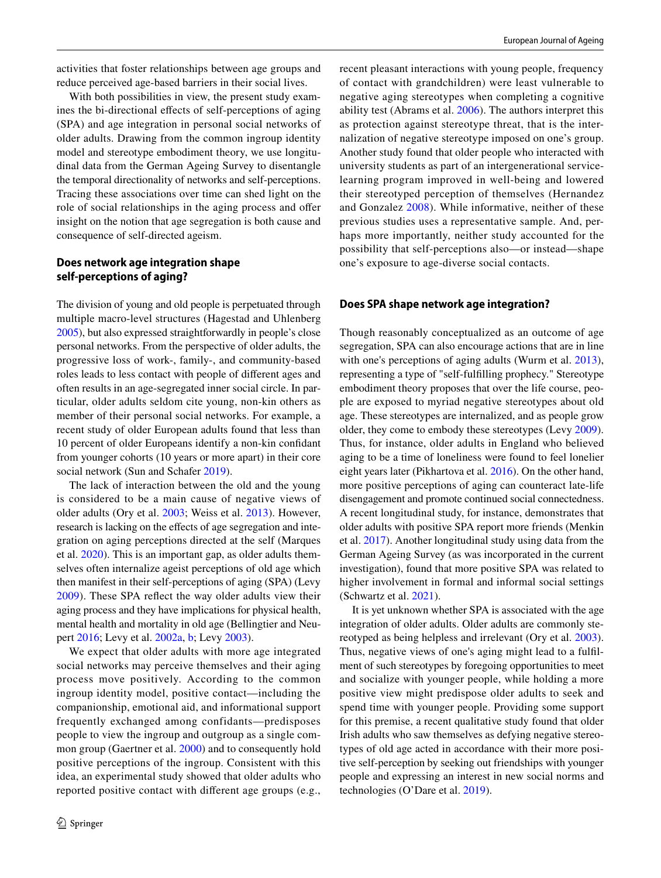activities that foster relationships between age groups and reduce perceived age-based barriers in their social lives.

With both possibilities in view, the present study examines the bi-directional effects of self-perceptions of aging (SPA) and age integration in personal social networks of older adults. Drawing from the common ingroup identity model and stereotype embodiment theory, we use longitudinal data from the German Ageing Survey to disentangle the temporal directionality of networks and self-perceptions. Tracing these associations over time can shed light on the role of social relationships in the aging process and offer insight on the notion that age segregation is both cause and consequence of self-directed ageism.

## Does network age integration shape self-perceptions of aging?

The division of young and old people is perpetuated through multiple macro-level structures (Hagestad and Uhlenberg 2005), but also expressed straightforwardly in people's close personal networks. From the perspective of older adults, the progressive loss of work-, family-, and community-based roles leads to less contact with people of different ages and often results in an age-segregated inner social circle. In particular, older adults seldom cite young, non-kin others as member of their personal social networks. For example, a recent study of older European adults found that less than 10 percent of older Europeans identify a non-kin confidant from younger cohorts (10 years or more apart) in their core social network (Sun and Schafer 2019).

The lack of interaction between the old and the young is considered to be a main cause of negative views of older adults (Ory et al. 2003; Weiss et al. 2013). However, research is lacking on the effects of age segregation and integration on aging perceptions directed at the self (Marques et al. 2020). This is an important gap, as older adults themselves often internalize ageist perceptions of old age which then manifest in their self-perceptions of aging (SPA) (Levy 2009). These SPA reflect the way older adults view their aging process and they have implications for physical health, mental health and mortality in old age (Bellingtier and Neupert 2016; Levy et al. 2002a, b; Levy 2003).

We expect that older adults with more age integrated social networks may perceive themselves and their aging process move positively. According to the common ingroup identity model, positive contact—including the companionship, emotional aid, and informational support frequently exchanged among confidants—predisposes people to view the ingroup and outgroup as a single common group (Gaertner et al. 2000) and to consequently hold positive perceptions of the ingroup. Consistent with this idea, an experimental study showed that older adults who reported positive contact with different age groups (e.g., recent pleasant interactions with young people, frequency of contact with grandchildren) were least vulnerable to negative aging stereotypes when completing a cognitive ability test (Abrams et al. 2006). The authors interpret this as protection against stereotype threat, that is the internalization of negative stereotype imposed on one's group. Another study found that older people who interacted with university students as part of an intergenerational service-learning program improved in well-being and lowered their stereotyped perception of themselves (Hernandez and Gonzalez 2008). While informative, neither of these previous studies uses a representative sample. And, perhaps more importantly, neither study accounted for the possibility that self-perceptions also—or instead—shape one's exposure to age-diverse social contacts.

## Does SPA shape network age integration?

Though reasonably conceptualized as an outcome of age segregation, SPA can also encourage actions that are in line with one's perceptions of aging adults (Wurm et al. 2013), representing a type of "self-fulfilling prophecy." Stereotype embodiment theory proposes that over the life course, people are exposed to myriad negative stereotypes about old age. These stereotypes are internalized, and as people grow older, they come to embody these stereotypes (Levy 2009). Thus, for instance, older adults in England who believed aging to be a time of loneliness were found to feel lonelier eight years later (Pikhartova et al. 2016). On the other hand, more positive perceptions of aging can counteract late-life disengagement and promote continued social connectedness. A recent longitudinal study, for instance, demonstrates that older adults with positive SPA report more friends (Menkin et al. 2017). Another longitudinal study using data from the German Ageing Survey (as was incorporated in the current investigation), found that more positive SPA was related to higher involvement in formal and informal social settings (Schwartz et al. 2021).

It is yet unknown whether SPA is associated with the age integration of older adults. Older adults are commonly stereotyped as being helpless and irrelevant (Ory et al. 2003). Thus, negative views of one's aging might lead to a fulfilment of such stereotypes by foregoing opportunities to meet and socialize with younger people, while holding a more positive view might predispose older adults to seek and spend time with younger people. Providing some support for this premise, a recent qualitative study found that older Irish adults who saw themselves as defying negative stereotypes of old age acted in accordance with their more positive self-perception by seeking out friendships with younger people and expressing an interest in new social norms and technologies (O'Dare et al. 2019).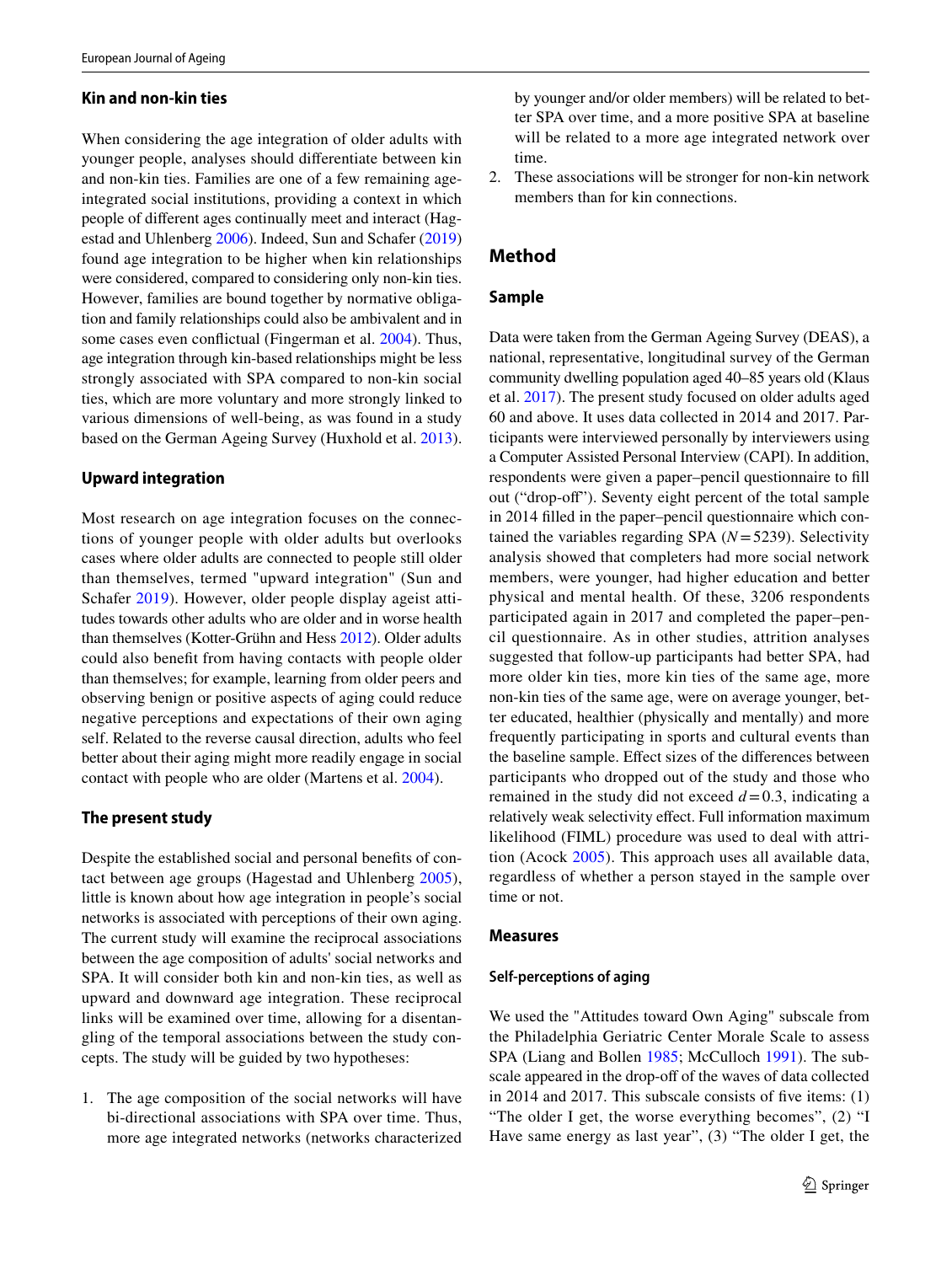### Kin and non-kin ties

When considering the age integration of older adults with younger people, analyses should differentiate between kin and non-kin ties. Families are one of a few remaining age-integrated social institutions, providing a context in which people of different ages continually meet and interact (Hagestad and Uhlenberg 2006). Indeed, Sun and Schafer (2019) found age integration to be higher when kin relationships were considered, compared to considering only non-kin ties. However, families are bound together by normative obligation and family relationships could also be ambivalent and in some cases even conflictual (Fingerman et al. 2004). Thus, age integration through kin-based relationships might be less strongly associated with SPA compared to non-kin social ties, which are more voluntary and more strongly linked to various dimensions of well-being, as was found in a study based on the German Ageing Survey (Huxhold et al. 2013).

### Upward integration

Most research on age integration focuses on the connections of younger people with older adults but overlooks cases where older adults are connected to people still older than themselves, termed "upward integration" (Sun and Schafer 2019). However, older people display ageist attitudes towards other adults who are older and in worse health than themselves (Kotter-Grühn and Hess 2012). Older adults could also benefit from having contacts with people older than themselves; for example, learning from older peers and observing benign or positive aspects of aging could reduce negative perceptions and expectations of their own aging self. Related to the reverse causal direction, adults who feel better about their aging might more readily engage in social contact with people who are older (Martens et al. 2004).

### The present study

Despite the established social and personal benefits of contact between age groups (Hagestad and Uhlenberg 2005), little is known about how age integration in people's social networks is associated with perceptions of their own aging. The current study will examine the reciprocal associations between the age composition of adults' social networks and SPA. It will consider both kin and non-kin ties, as well as upward and downward age integration. These reciprocal links will be examined over time, allowing for a disentangling of the temporal associations between the study concepts. The study will be guided by two hypotheses:

1. The age composition of the social networks will have bi-directional associations with SPA over time. Thus, more age integrated networks (networks characterized by younger and/or older members) will be related to better SPA over time, and a more positive SPA at baseline will be related to a more age integrated network over time.
2. These associations will be stronger for non-kin network members than for kin connections.

## Method

### Sample

Data were taken from the German Ageing Survey (DEAS), a national, representative, longitudinal survey of the German community dwelling population aged 40–85 years old (Klaus et al. 2017). The present study focused on older adults aged 60 and above. It uses data collected in 2014 and 2017. Participants were interviewed personally by interviewers using a Computer Assisted Personal Interview (CAPI). In addition, respondents were given a paper–pencil questionnaire to fill out ("drop-off"). Seventy eight percent of the total sample in 2014 filled in the paper–pencil questionnaire which contained the variables regarding SPA ($N = 5239$). Selectivity analysis showed that completers had more social network members, were younger, had higher education and better physical and mental health. Of these, 3206 respondents participated again in 2017 and completed the paper–pencil questionnaire. As in other studies, attrition analyses suggested that follow-up participants had better SPA, had more older kin ties, more kin ties of the same age, more non-kin ties of the same age, were on average younger, better educated, healthier (physically and mentally) and more frequently participating in sports and cultural events than the baseline sample. Effect sizes of the differences between participants who dropped out of the study and those who remained in the study did not exceed $d = 0.3$, indicating a relatively weak selectivity effect. Full information maximum likelihood (FIML) procedure was used to deal with attrition (Acock 2005). This approach uses all available data, regardless of whether a person stayed in the sample over time or not.

### Measures

#### Self-perceptions of aging

We used the "Attitudes toward Own Aging" subscale from the Philadelphia Geriatric Center Morale Scale to assess SPA (Liang and Bollen 1985; McCulloch 1991). The subscale appeared in the drop-off of the waves of data collected in 2014 and 2017. This subscale consists of five items: (1) "The older I get, the worse everything becomes", (2) "I Have same energy as last year", (3) "The older I get, the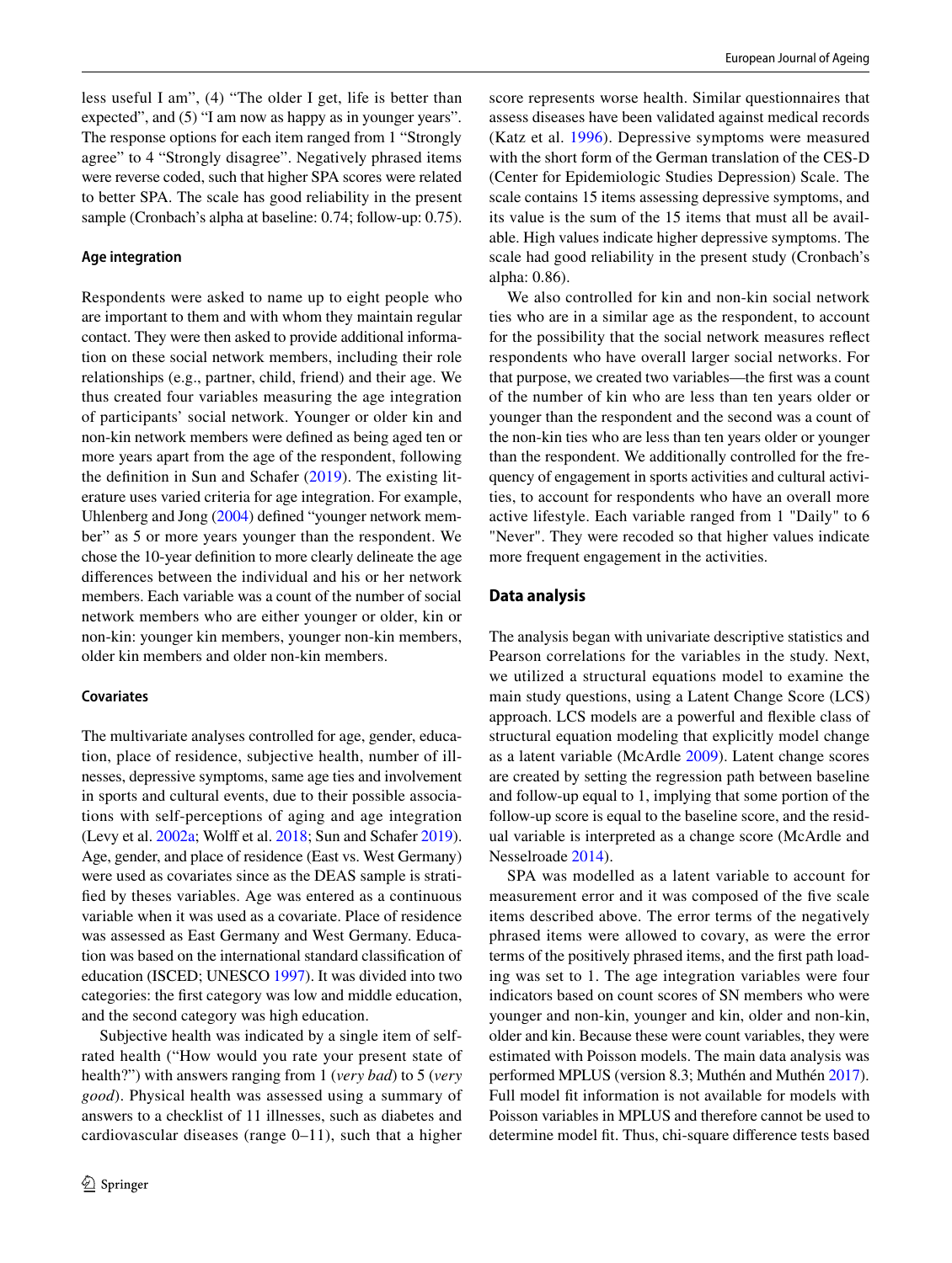less useful I am", (4) "The older I get, life is better than expected", and (5) "I am now as happy as in younger years". The response options for each item ranged from 1 "Strongly agree" to 4 "Strongly disagree". Negatively phrased items were reverse coded, such that higher SPA scores were related to better SPA. The scale has good reliability in the present sample (Cronbach's alpha at baseline: 0.74; follow-up: 0.75).

### Age integration

Respondents were asked to name up to eight people who are important to them and with whom they maintain regular contact. They were then asked to provide additional information on these social network members, including their role relationships (e.g., partner, child, friend) and their age. We thus created four variables measuring the age integration of participants' social network. Younger or older kin and non-kin network members were defined as being aged ten or more years apart from the age of the respondent, following the definition in Sun and Schafer (2019). The existing literature uses varied criteria for age integration. For example, Uhlenberg and Jong (2004) defined "younger network member" as 5 or more years younger than the respondent. We chose the 10-year definition to more clearly delineate the age differences between the individual and his or her network members. Each variable was a count of the number of social network members who are either younger or older, kin or non-kin: younger kin members, younger non-kin members, older kin members and older non-kin members.

### Covariates

The multivariate analyses controlled for age, gender, education, place of residence, subjective health, number of illnesses, depressive symptoms, same age ties and involvement in sports and cultural events, due to their possible associations with self-perceptions of aging and age integration (Levy et al. 2002a; Wolff et al. 2018; Sun and Schafer 2019). Age, gender, and place of residence (East vs. West Germany) were used as covariates since as the DEAS sample is stratified by theses variables. Age was entered as a continuous variable when it was used as a covariate. Place of residence was assessed as East Germany and West Germany. Education was based on the international standard classification of education (ISCED; UNESCO 1997). It was divided into two categories: the first category was low and middle education, and the second category was high education.

Subjective health was indicated by a single item of self-rated health ("How would you rate your present state of health?") with answers ranging from 1 (*very bad*) to 5 (*very good*). Physical health was assessed using a summary of answers to a checklist of 11 illnesses, such as diabetes and cardiovascular diseases (range 0–11), such that a higher score represents worse health. Similar questionnaires that assess diseases have been validated against medical records (Katz et al. 1996). Depressive symptoms were measured with the short form of the German translation of the CES-D (Center for Epidemiologic Studies Depression) Scale. The scale contains 15 items assessing depressive symptoms, and its value is the sum of the 15 items that must all be available. High values indicate higher depressive symptoms. The scale had good reliability in the present study (Cronbach's alpha: 0.86).

We also controlled for kin and non-kin social network ties who are in a similar age as the respondent, to account for the possibility that the social network measures reflect respondents who have overall larger social networks. For that purpose, we created two variables—the first was a count of the number of kin who are less than ten years older or younger than the respondent and the second was a count of the non-kin ties who are less than ten years older or younger than the respondent. We additionally controlled for the frequency of engagement in sports activities and cultural activities, to account for respondents who have an overall more active lifestyle. Each variable ranged from 1 "Daily" to 6 "Never". They were recoded so that higher values indicate more frequent engagement in the activities.

## Data analysis

The analysis began with univariate descriptive statistics and Pearson correlations for the variables in the study. Next, we utilized a structural equations model to examine the main study questions, using a Latent Change Score (LCS) approach. LCS models are a powerful and flexible class of structural equation modeling that explicitly model change as a latent variable (McArdle 2009). Latent change scores are created by setting the regression path between baseline and follow-up equal to 1, implying that some portion of the follow-up score is equal to the baseline score, and the residual variable is interpreted as a change score (McArdle and Nesselroade 2014).

SPA was modelled as a latent variable to account for measurement error and it was composed of the five scale items described above. The error terms of the negatively phrased items were allowed to covary, as were the error terms of the positively phrased items, and the first path loading was set to 1. The age integration variables were four indicators based on count scores of SN members who were younger and non-kin, younger and kin, older and non-kin, older and kin. Because these were count variables, they were estimated with Poisson models. The main data analysis was performed MPLUS (version 8.3; Muthén and Muthén 2017). Full model fit information is not available for models with Poisson variables in MPLUS and therefore cannot be used to determine model fit. Thus, chi-square difference tests based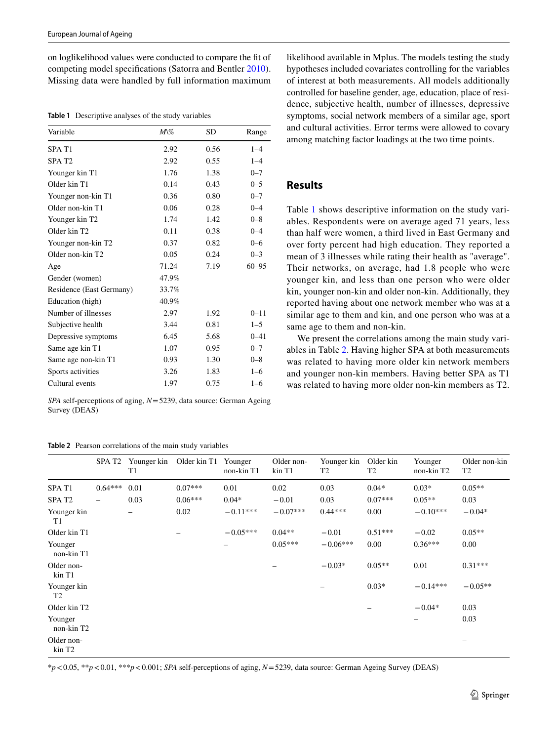on loglikelihood values were conducted to compare the fit of competing model specifications (Satorra and Bentler 2010). Missing data were handled by full information maximum likelihood available in Mplus. The models testing the study hypotheses included covariates controlling for the variables of interest at both measurements. All models additionally controlled for baseline gender, age, education, place of residence, subjective health, number of illnesses, depressive symptoms, social network members of a similar age, sport and cultural activities. Error terms were allowed to covary among matching factor loadings at the two time points.

**Table 1** Descriptive analyses of the study variables

| Variable | M\% | SD | Range |
|---|---|---|---|
| SPA T1 | 2.92 | 0.56 | 1–4 |
| SPA T2 | 2.92 | 0.55 | 1–4 |
| Younger kin T1 | 1.76 | 1.38 | 0–7 |
| Older kin T1 | 0.14 | 0.43 | 0–5 |
| Younger non-kin T1 | 0.36 | 0.80 | 0–7 |
| Older non-kin T1 | 0.06 | 0.28 | 0–4 |
| Younger kin T2 | 1.74 | 1.42 | 0–8 |
| Older kin T2 | 0.11 | 0.38 | 0–4 |
| Younger non-kin T2 | 0.37 | 0.82 | 0–6 |
| Older non-kin T2 | 0.05 | 0.24 | 0–3 |
| Age | 71.24 | 7.19 | 60–95 |
| Gender (women) | 47.9% | | |
| Residence (East Germany) | 33.7% | | |
| Education (high) | 40.9% | | |
| Number of illnesses | 2.97 | 1.92 | 0–11 |
| Subjective health | 3.44 | 0.81 | 1–5 |
| Depressive symptoms | 6.45 | 5.68 | 0–41 |
| Same age kin T1 | 1.07 | 0.95 | 0–7 |
| Same age non-kin T1 | 0.93 | 1.30 | 0–8 |
| Sports activities | 3.26 | 1.83 | 1–6 |
| Cultural events | 1.97 | 0.75 | 1–6 |

*SPA* self-perceptions of aging, $N = 5239$, data source: German Ageing Survey (DEAS)

## Results

Table 1 shows descriptive information on the study variables. Respondents were on average aged 71 years, less than half were women, a third lived in East Germany and over forty percent had high education. They reported a mean of 3 illnesses while rating their health as "average". Their networks, on average, had 1.8 people who were younger kin, and less than one person who were older kin, younger non-kin and older non-kin. Additionally, they reported having about one network member who was at a similar age to them and kin, and one person who was at a same age to them and non-kin.

We present the correlations among the main study variables in Table 2. Having higher SPA at both measurements was related to having more older kin network members and younger non-kin members. Having better SPA as T1 was related to having more older non-kin members as T2.

**Table 2** Pearson correlations of the main study variables

| | SPA T2 | Younger kin T1 | Older kin T1 | Younger non-kin T1 | Older non-kin T1 | Younger kin T2 | Older kin T2 | Younger non-kin T2 | Older non-kin T2 |
|---|---|---|---|---|---|---|---|---|---|
| SPA T1 | 0.64*** | 0.01 | 0.07*** | 0.01 | 0.02 | 0.03 | 0.04* | 0.03* | 0.05** |
| SPA T2 | – | 0.03 | 0.06*** | 0.04* | −0.01 | 0.03 | 0.07*** | 0.05** | 0.03 |
| Younger kin T1 | | – | 0.02 | −0.11*** | −0.07*** | 0.44*** | 0.00 | −0.10*** | −0.04* |
| Older kin T1 | | | – | −0.05*** | 0.04** | −0.01 | 0.51*** | −0.02 | 0.05** |
| Younger non-kin T1 | | | | – | 0.05*** | −0.06*** | 0.00 | 0.36*** | 0.00 |
| Older non-kin T1 | | | | | – | −0.03* | 0.05** | 0.01 | 0.31*** |
| Younger kin T2 | | | | | | – | 0.03* | −0.14*** | −0.05** |
| Older kin T2 | | | | | | | – | −0.04* | 0.03 |
| Younger non-kin T2 | | | | | | | | – | 0.03 |
| Older non-kin T2 | | | | | | | | | – |

*$p < 0.05$, **$p < 0.01$, ***$p < 0.001$; *SPA* self-perceptions of aging, $N = 5239$, data source: German Ageing Survey (DEAS)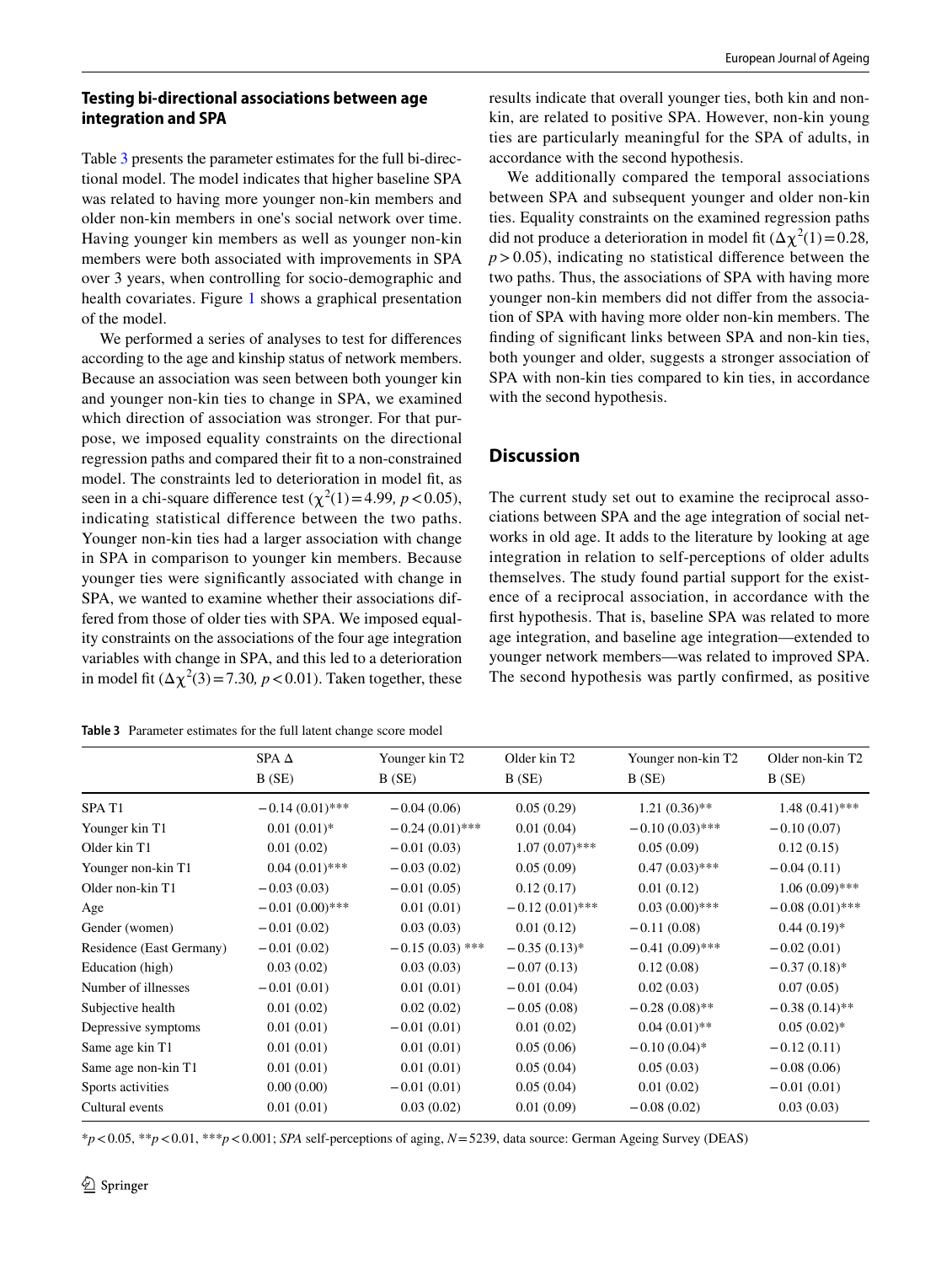### Testing bi-directional associations between age integration and SPA

Table 3 presents the parameter estimates for the full bi-directional model. The model indicates that higher baseline SPA was related to having more younger non-kin members and older non-kin members in one's social network over time. Having younger kin members as well as younger non-kin members were both associated with improvements in SPA over 3 years, when controlling for socio-demographic and health covariates. Figure 1 shows a graphical presentation of the model.

We performed a series of analyses to test for differences according to the age and kinship status of network members. Because an association was seen between both younger kin and younger non-kin ties to change in SPA, we examined which direction of association was stronger. For that purpose, we imposed equality constraints on the directional regression paths and compared their fit to a non-constrained model. The constraints led to deterioration in model fit, as seen in a chi-square difference test ($\chi^2(1) = 4.99$, $p < 0.05$), indicating statistical difference between the two paths. Younger non-kin ties had a larger association with change in SPA in comparison to younger kin members. Because younger ties were significantly associated with change in SPA, we wanted to examine whether their associations differed from those of older ties with SPA. We imposed equality constraints on the associations of the four age integration variables with change in SPA, and this led to a deterioration in model fit ($\Delta\chi^2(3) = 7.30$, $p < 0.01$). Taken together, these results indicate that overall younger ties, both kin and non-kin, are related to positive SPA. However, non-kin young ties are particularly meaningful for the SPA of adults, in accordance with the second hypothesis.

We additionally compared the temporal associations between SPA and subsequent younger and older non-kin ties. Equality constraints on the examined regression paths did not produce a deterioration in model fit ($\Delta\chi^2(1) = 0.28$, $p > 0.05$), indicating no statistical difference between the two paths. Thus, the associations of SPA with having more younger non-kin members did not differ from the association of SPA with having more older non-kin members. The finding of significant links between SPA and non-kin ties, both younger and older, suggests a stronger association of SPA with non-kin ties compared to kin ties, in accordance with the second hypothesis.

## Discussion

The current study set out to examine the reciprocal associations between SPA and the age integration of social networks in old age. It adds to the literature by looking at age integration in relation to self-perceptions of older adults themselves. The study found partial support for the existence of a reciprocal association, in accordance with the first hypothesis. That is, baseline SPA was related to more age integration, and baseline age integration—extended to younger network members—was related to improved SPA. The second hypothesis was partly confirmed, as positive

**Table 3** Parameter estimates for the full latent change score model

| | SPA Δ B (SE) | Younger kin T2 B (SE) | Older kin T2 B (SE) | Younger non-kin T2 B (SE) | Older non-kin T2 B (SE) |
|---|---|---|---|---|---|
| SPA T1 | −0.14 (0.01)*** | −0.04 (0.06) | 0.05 (0.29) | 1.21 (0.36)** | 1.48 (0.41)*** |
| Younger kin T1 | 0.01 (0.01)* | −0.24 (0.01)*** | 0.01 (0.04) | −0.10 (0.03)*** | −0.10 (0.07) |
| Older kin T1 | 0.01 (0.02) | −0.01 (0.03) | 1.07 (0.07)*** | 0.05 (0.09) | 0.12 (0.15) |
| Younger non-kin T1 | 0.04 (0.01)*** | −0.03 (0.02) | 0.05 (0.09) | 0.47 (0.03)*** | −0.04 (0.11) |
| Older non-kin T1 | −0.03 (0.03) | −0.01 (0.05) | 0.12 (0.17) | 0.01 (0.12) | 1.06 (0.09)*** |
| Age | −0.01 (0.00)*** | 0.01 (0.01) | −0.12 (0.01)*** | 0.03 (0.00)*** | −0.08 (0.01)*** |
| Gender (women) | −0.01 (0.02) | 0.03 (0.03) | 0.01 (0.12) | −0.11 (0.08) | 0.44 (0.19)* |
| Residence (East Germany) | −0.01 (0.02) | −0.15 (0.03) *** | −0.35 (0.13)* | −0.41 (0.09)*** | −0.02 (0.01) |
| Education (high) | 0.03 (0.02) | 0.03 (0.03) | −0.07 (0.13) | 0.12 (0.08) | −0.37 (0.18)* |
| Number of illnesses | −0.01 (0.01) | 0.01 (0.01) | −0.01 (0.04) | 0.02 (0.03) | 0.07 (0.05) |
| Subjective health | 0.01 (0.02) | 0.02 (0.02) | −0.05 (0.08) | −0.28 (0.08)** | −0.38 (0.14)** |
| Depressive symptoms | 0.01 (0.01) | −0.01 (0.01) | 0.01 (0.02) | 0.04 (0.01)** | 0.05 (0.02)* |
| Same age kin T1 | 0.01 (0.01) | 0.01 (0.01) | 0.05 (0.06) | −0.10 (0.04)* | −0.12 (0.11) |
| Same age non-kin T1 | 0.01 (0.01) | 0.01 (0.01) | 0.05 (0.04) | 0.05 (0.03) | −0.08 (0.06) |
| Sports activities | 0.00 (0.00) | −0.01 (0.01) | 0.05 (0.04) | 0.01 (0.02) | −0.01 (0.01) |
| Cultural events | 0.01 (0.01) | 0.03 (0.02) | 0.01 (0.09) | −0.08 (0.02) | 0.03 (0.03) |

*$p < 0.05$, **$p < 0.01$, ***$p < 0.001$; *SPA* self-perceptions of aging, $N = 5239$, data source: German Ageing Survey (DEAS)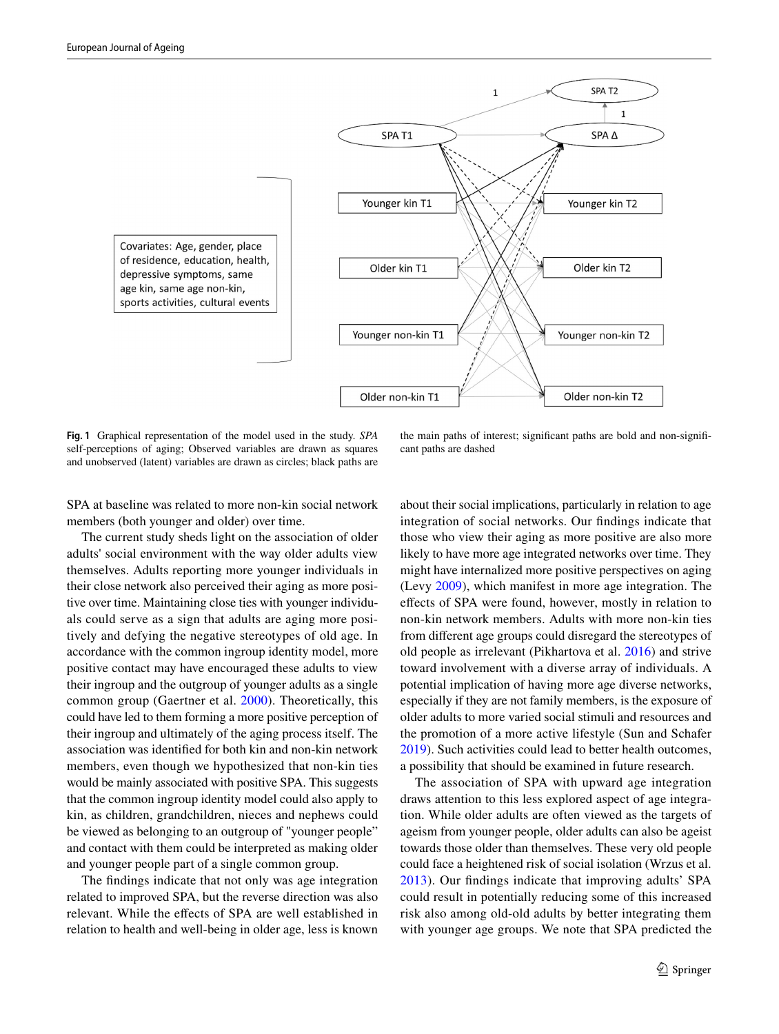**Fig. 1** Graphical representation of the model used in the study. *SPA* self-perceptions of aging; Observed variables are drawn as squares and unobserved (latent) variables are drawn as circles; black paths are the main paths of interest; significant paths are bold and non-significant paths are dashed

SPA at baseline was related to more non-kin social network members (both younger and older) over time.

The current study sheds light on the association of older adults' social environment with the way older adults view themselves. Adults reporting more younger individuals in their close network also perceived their aging as more positive over time. Maintaining close ties with younger individuals could serve as a sign that adults are aging more positively and defying the negative stereotypes of old age. In accordance with the common ingroup identity model, more positive contact may have encouraged these adults to view their ingroup and the outgroup of younger adults as a single common group (Gaertner et al. 2000). Theoretically, this could have led to them forming a more positive perception of their ingroup and ultimately of the aging process itself. The association was identified for both kin and non-kin network members, even though we hypothesized that non-kin ties would be mainly associated with positive SPA. This suggests that the common ingroup identity model could also apply to kin, as children, grandchildren, nieces and nephews could be viewed as belonging to an outgroup of "younger people" and contact with them could be interpreted as making older and younger people part of a single common group.

The findings indicate that not only was age integration related to improved SPA, but the reverse direction was also relevant. While the effects of SPA are well established in relation to health and well-being in older age, less is known about their social implications, particularly in relation to age integration of social networks. Our findings indicate that those who view their aging as more positive are also more likely to have more age integrated networks over time. They might have internalized more positive perspectives on aging (Levy 2009), which manifest in more age integration. The effects of SPA were found, however, mostly in relation to non-kin network members. Adults with more non-kin ties from different age groups could disregard the stereotypes of old people as irrelevant (Pikhartova et al. 2016) and strive toward involvement with a diverse array of individuals. A potential implication of having more age diverse networks, especially if they are not family members, is the exposure of older adults to more varied social stimuli and resources and the promotion of a more active lifestyle (Sun and Schafer 2019). Such activities could lead to better health outcomes, a possibility that should be examined in future research.

The association of SPA with upward age integration draws attention to this less explored aspect of age integration. While older adults are often viewed as the targets of ageism from younger people, older adults can also be ageist towards those older than themselves. These very old people could face a heightened risk of social isolation (Wrzus et al. 2013). Our findings indicate that improving adults' SPA could result in potentially reducing some of this increased risk also among old-old adults by better integrating them with younger age groups. We note that SPA predicted the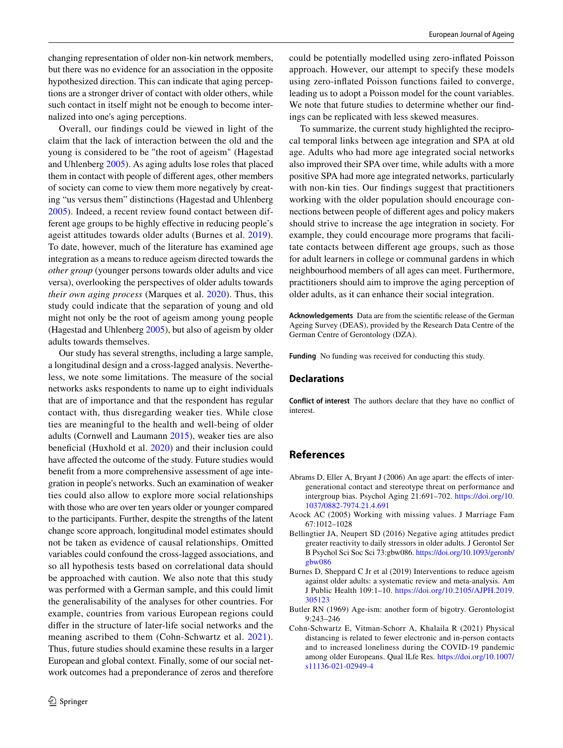changing representation of older non-kin network members, but there was no evidence for an association in the opposite hypothesized direction. This can indicate that aging perceptions are a stronger driver of contact with older others, while such contact in itself might not be enough to become internalized into one's aging perceptions.

Overall, our findings could be viewed in light of the claim that the lack of interaction between the old and the young is considered to be "the root of ageism" (Hagestad and Uhlenberg 2005). As aging adults lose roles that placed them in contact with people of different ages, other members of society can come to view them more negatively by creating “us versus them” distinctions (Hagestad and Uhlenberg 2005). Indeed, a recent review found contact between different age groups to be highly effective in reducing people’s ageist attitudes towards older adults (Burnes et al. 2019). To date, however, much of the literature has examined age integration as a means to reduce ageism directed towards the *other group* (younger persons towards older adults and vice versa), overlooking the perspectives of older adults towards *their own aging process* (Marques et al. 2020). Thus, this study could indicate that the separation of young and old might not only be the root of ageism among young people (Hagestad and Uhlenberg 2005), but also of ageism by older adults towards themselves.

Our study has several strengths, including a large sample, a longitudinal design and a cross-lagged analysis. Nevertheless, we note some limitations. The measure of the social networks asks respondents to name up to eight individuals that are of importance and that the respondent has regular contact with, thus disregarding weaker ties. While close ties are meaningful to the health and well-being of older adults (Cornwell and Laumann 2015), weaker ties are also beneficial (Huxhold et al. 2020) and their inclusion could have affected the outcome of the study. Future studies would benefit from a more comprehensive assessment of age integration in people's networks. Such an examination of weaker ties could also allow to explore more social relationships with those who are over ten years older or younger compared to the participants. Further, despite the strengths of the latent change score approach, longitudinal model estimates should not be taken as evidence of causal relationships. Omitted variables could confound the cross-lagged associations, and so all hypothesis tests based on correlational data should be approached with caution. We also note that this study was performed with a German sample, and this could limit the generalisability of the analyses for other countries. For example, countries from various European regions could differ in the structure of later-life social networks and the meaning ascribed to them (Cohn-Schwartz et al. 2021). Thus, future studies should examine these results in a larger European and global context. Finally, some of our social network outcomes had a preponderance of zeros and therefore could be potentially modelled using zero-inflated Poisson approach. However, our attempt to specify these models using zero-inflated Poisson functions failed to converge, leading us to adopt a Poisson model for the count variables. We note that future studies to determine whether our findings can be replicated with less skewed measures.

To summarize, the current study highlighted the reciprocal temporal links between age integration and SPA at old age. Adults who had more age integrated social networks also improved their SPA over time, while adults with a more positive SPA had more age integrated networks, particularly with non-kin ties. Our findings suggest that practitioners working with the older population should encourage connections between people of different ages and policy makers should strive to increase the age integration in society. For example, they could encourage more programs that facilitate contacts between different age groups, such as those for adult learners in college or communal gardens in which neighbourhood members of all ages can meet. Furthermore, practitioners should aim to improve the aging perception of older adults, as it can enhance their social integration.

**Acknowledgements** Data are from the scientific release of the German Ageing Survey (DEAS), provided by the Research Data Centre of the German Centre of Gerontology (DZA).

**Funding** No funding was received for conducting this study.

## Declarations

**Conflict of interest** The authors declare that they have no conflict of interest.

## References

Abrams D, Eller A, Bryant J (2006) An age apart: the effects of intergenerational contact and stereotype threat on performance and intergroup bias. Psychol Aging 21:691–702. https://doi.org/10.1037/0882-7974.21.4.691

Acock AC (2005) Working with missing values. J Marriage Fam 67:1012–1028

Bellingtier JA, Neupert SD (2016) Negative aging attitudes predict greater reactivity to daily stressors in older adults. J Gerontol Ser B Psychol Sci Soc Sci 73:gbw086. https://doi.org/10.1093/geronb/gbw086

Burnes D, Sheppard C Jr et al (2019) Interventions to reduce ageism against older adults: a systematic review and meta-analysis. Am J Public Health 109:1–10. https://doi.org/10.2105/AJPH.2019.305123

Butler RN (1969) Age-ism: another form of bigotry. Gerontologist 9:243–246

Cohn-Schwartz E, Vitman-Schorr A, Khalaila R (2021) Physical distancing is related to fewer electronic and in-person contacts and to increased loneliness during the COVID-19 pandemic among older Europeans. Qual lLfe Res. https://doi.org/10.1007/s11136-021-02949-4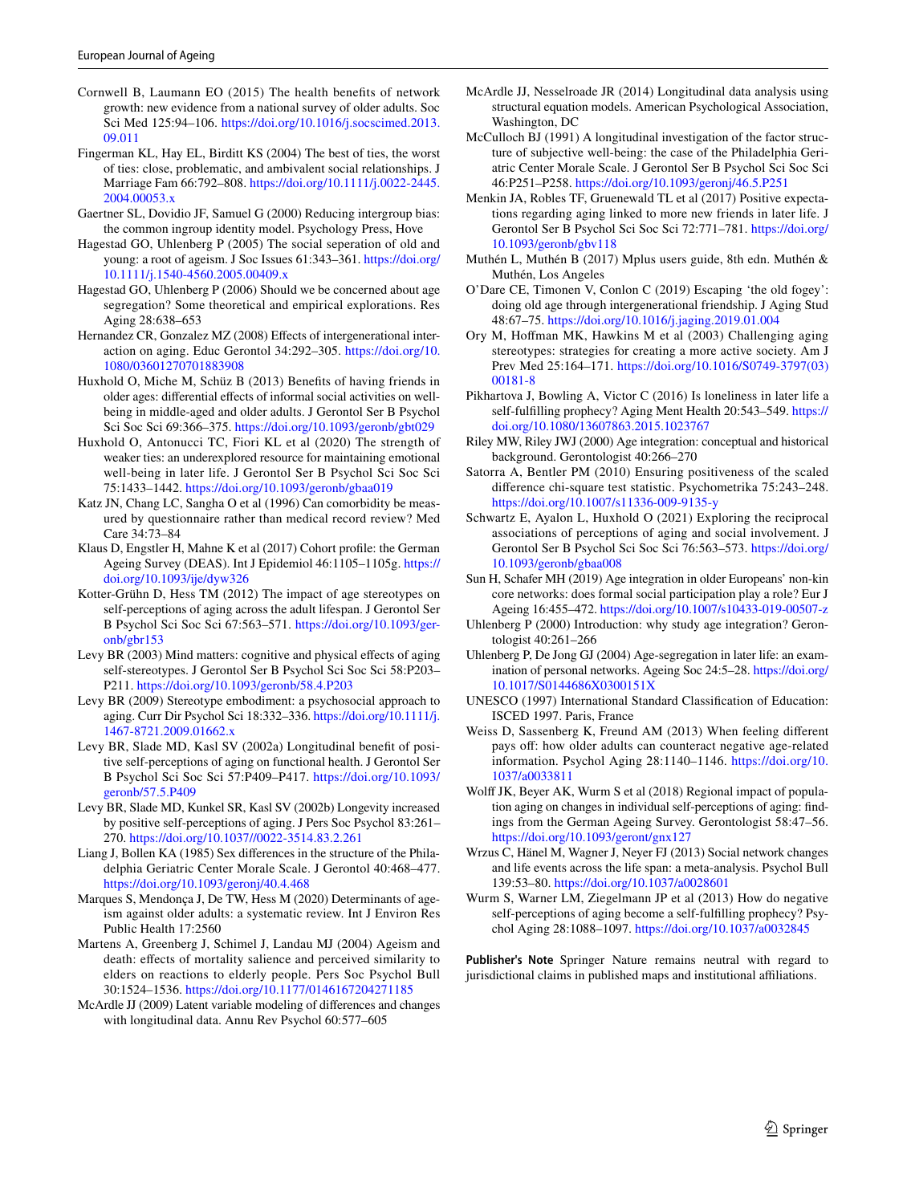Cornwell B, Laumann EO (2015) The health benefits of network growth: new evidence from a national survey of older adults. Soc Sci Med 125:94–106. https://doi.org/10.1016/j.socscimed.2013.09.011

Fingerman KL, Hay EL, Birditt KS (2004) The best of ties, the worst of ties: close, problematic, and ambivalent social relationships. J Marriage Fam 66:792–808. https://doi.org/10.1111/j.0022-2445.2004.00053.x

Gaertner SL, Dovidio JF, Samuel G (2000) Reducing intergroup bias: the common ingroup identity model. Psychology Press, Hove

Hagestad GO, Uhlenberg P (2005) The social seperation of old and young: a root of ageism. J Soc Issues 61:343–361. https://doi.org/10.1111/j.1540-4560.2005.00409.x

Hagestad GO, Uhlenberg P (2006) Should we be concerned about age segregation? Some theoretical and empirical explorations. Res Aging 28:638–653

Hernandez CR, Gonzalez MZ (2008) Effects of intergenerational interaction on aging. Educ Gerontol 34:292–305. https://doi.org/10.1080/03601270701883908

Huxhold O, Miche M, Schüz B (2013) Benefits of having friends in older ages: differential effects of informal social activities on well-being in middle-aged and older adults. J Gerontol Ser B Psychol Sci Soc Sci 69:366–375. https://doi.org/10.1093/geronb/gbt029

Huxhold O, Antonucci TC, Fiori KL et al (2020) The strength of weaker ties: an underexplored resource for maintaining emotional well-being in later life. J Gerontol Ser B Psychol Sci Soc Sci 75:1433–1442. https://doi.org/10.1093/geronb/gbaa019

Katz JN, Chang LC, Sangha O et al (1996) Can comorbidity be measured by questionnaire rather than medical record review? Med Care 34:73–84

Klaus D, Engstler H, Mahne K et al (2017) Cohort profile: the German Ageing Survey (DEAS). Int J Epidemiol 46:1105–1105g. https://doi.org/10.1093/ije/dyw326

Kotter-Grühn D, Hess TM (2012) The impact of age stereotypes on self-perceptions of aging across the adult lifespan. J Gerontol Ser B Psychol Sci Soc Sci 67:563–571. https://doi.org/10.1093/geronb/gbr153

Levy BR (2003) Mind matters: cognitive and physical effects of aging self-stereotypes. J Gerontol Ser B Psychol Sci Soc Sci 58:P203–P211. https://doi.org/10.1093/geronb/58.4.P203

Levy BR (2009) Stereotype embodiment: a psychosocial approach to aging. Curr Dir Psychol Sci 18:332–336. https://doi.org/10.1111/j.1467-8721.2009.01662.x

Levy BR, Slade MD, Kasl SV (2002a) Longitudinal benefit of positive self-perceptions of aging on functional health. J Gerontol Ser B Psychol Sci Soc Sci 57:P409–P417. https://doi.org/10.1093/geronb/57.5.P409

Levy BR, Slade MD, Kunkel SR, Kasl SV (2002b) Longevity increased by positive self-perceptions of aging. J Pers Soc Psychol 83:261–270. https://doi.org/10.1037//0022-3514.83.2.261

Liang J, Bollen KA (1985) Sex differences in the structure of the Philadelphia Geriatric Center Morale Scale. J Gerontol 40:468–477. https://doi.org/10.1093/geronj/40.4.468

Marques S, Mendonça J, De TW, Hess M (2020) Determinants of ageism against older adults: a systematic review. Int J Environ Res Public Health 17:2560

Martens A, Greenberg J, Schimel J, Landau MJ (2004) Ageism and death: effects of mortality salience and perceived similarity to elders on reactions to elderly people. Pers Soc Psychol Bull 30:1524–1536. https://doi.org/10.1177/0146167204271185

McArdle JJ (2009) Latent variable modeling of differences and changes with longitudinal data. Annu Rev Psychol 60:577–605

McArdle JJ, Nesselroade JR (2014) Longitudinal data analysis using structural equation models. American Psychological Association, Washington, DC

McCulloch BJ (1991) A longitudinal investigation of the factor structure of subjective well-being: the case of the Philadelphia Geriatric Center Morale Scale. J Gerontol Ser B Psychol Sci Soc Sci 46:P251–P258. https://doi.org/10.1093/geronj/46.5.P251

Menkin JA, Robles TF, Gruenewald TL et al (2017) Positive expectations regarding aging linked to more new friends in later life. J Gerontol Ser B Psychol Sci Soc Sci 72:771–781. https://doi.org/10.1093/geronb/gbv118

Muthén L, Muthén B (2017) Mplus users guide, 8th edn. Muthén & Muthén, Los Angeles

O'Dare CE, Timonen V, Conlon C (2019) Escaping 'the old fogey': doing old age through intergenerational friendship. J Aging Stud 48:67–75. https://doi.org/10.1016/j.jaging.2019.01.004

Ory M, Hoffman MK, Hawkins M et al (2003) Challenging aging stereotypes: strategies for creating a more active society. Am J Prev Med 25:164–171. https://doi.org/10.1016/S0749-3797(03)00181-8

Pikhartova J, Bowling A, Victor C (2016) Is loneliness in later life a self-fulfilling prophecy? Aging Ment Health 20:543–549. https://doi.org/10.1080/13607863.2015.1023767

Riley MW, Riley JWJ (2000) Age integration: conceptual and historical background. Gerontologist 40:266–270

Satorra A, Bentler PM (2010) Ensuring positiveness of the scaled difference chi-square test statistic. Psychometrika 75:243–248. https://doi.org/10.1007/s11336-009-9135-y

Schwartz E, Ayalon L, Huxhold O (2021) Exploring the reciprocal associations of perceptions of aging and social involvement. J Gerontol Ser B Psychol Sci Soc Sci 76:563–573. https://doi.org/10.1093/geronb/gbaa008

Sun H, Schafer MH (2019) Age integration in older Europeans' non-kin core networks: does formal social participation play a role? Eur J Ageing 16:455–472. https://doi.org/10.1007/s10433-019-00507-z

Uhlenberg P (2000) Introduction: why study age integration? Gerontologist 40:261–266

Uhlenberg P, De Jong GJ (2004) Age-segregation in later life: an examination of personal networks. Ageing Soc 24:5–28. https://doi.org/10.1017/S0144686X0300151X

UNESCO (1997) International Standard Classification of Education: ISCED 1997. Paris, France

Weiss D, Sassenberg K, Freund AM (2013) When feeling different pays off: how older adults can counteract negative age-related information. Psychol Aging 28:1140–1146. https://doi.org/10.1037/a0033811

Wolff JK, Beyer AK, Wurm S et al (2018) Regional impact of population aging on changes in individual self-perceptions of aging: findings from the German Ageing Survey. Gerontologist 58:47–56. https://doi.org/10.1093/geront/gnx127

Wrzus C, Hänel M, Wagner J, Neyer FJ (2013) Social network changes and life events across the life span: a meta-analysis. Psychol Bull 139:53–80. https://doi.org/10.1037/a0028601

Wurm S, Warner LM, Ziegelmann JP et al (2013) How do negative self-perceptions of aging become a self-fulfilling prophecy? Psychol Aging 28:1088–1097. https://doi.org/10.1037/a0032845

**Publisher's Note** Springer Nature remains neutral with regard to jurisdictional claims in published maps and institutional affiliations.